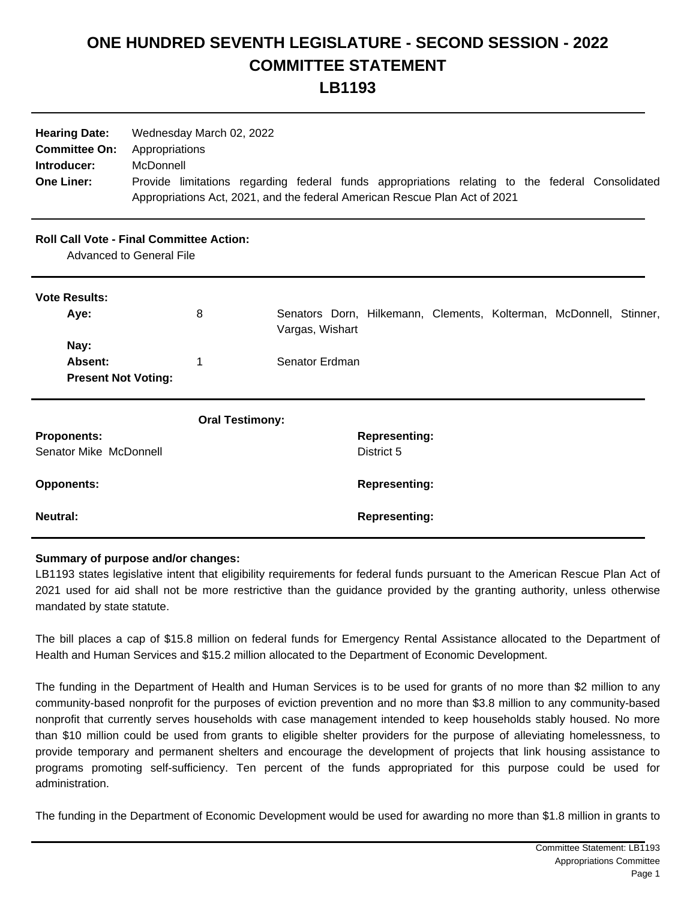# ONE HUNDRED SEVENTH LEGISLATURE - SECOND SESSION - 2022
# COMMITTEE STATEMENT
# LB1193

| | |
|---|---|
| **Hearing Date:** | Wednesday March 02, 2022 |
| **Committee On:** | Appropriations |
| **Introducer:** | McDonnell |
| **One Liner:** | Provide limitations regarding federal funds appropriations relating to the federal Consolidated Appropriations Act, 2021, and the federal American Rescue Plan Act of 2021 |

**Roll Call Vote - Final Committee Action:**

Advanced to General File

**Vote Results:**

| | | |
|---|---|---|
| **Aye:** | 8 | Senators Dorn, Hilkemann, Clements, Kolterman, McDonnell, Stinner, Vargas, Wishart |
| **Nay:** | | |
| **Absent:** | 1 | Senator Erdman |
| **Present Not Voting:** | | |

**Oral Testimony:**

| **Proponents:** | **Representing:** |
|---|---|
| Senator Mike McDonnell | District 5 |
| **Opponents:** | **Representing:** |
| **Neutral:** | **Representing:** |

**Summary of purpose and/or changes:**

LB1193 states legislative intent that eligibility requirements for federal funds pursuant to the American Rescue Plan Act of 2021 used for aid shall not be more restrictive than the guidance provided by the granting authority, unless otherwise mandated by state statute.

The bill places a cap of $15.8 million on federal funds for Emergency Rental Assistance allocated to the Department of Health and Human Services and $15.2 million allocated to the Department of Economic Development.

The funding in the Department of Health and Human Services is to be used for grants of no more than $2 million to any community-based nonprofit for the purposes of eviction prevention and no more than $3.8 million to any community-based nonprofit that currently serves households with case management intended to keep households stably housed. No more than $10 million could be used from grants to eligible shelter providers for the purpose of alleviating homelessness, to provide temporary and permanent shelters and encourage the development of projects that link housing assistance to programs promoting self-sufficiency. Ten percent of the funds appropriated for this purpose could be used for administration.

The funding in the Department of Economic Development would be used for awarding no more than $1.8 million in grants to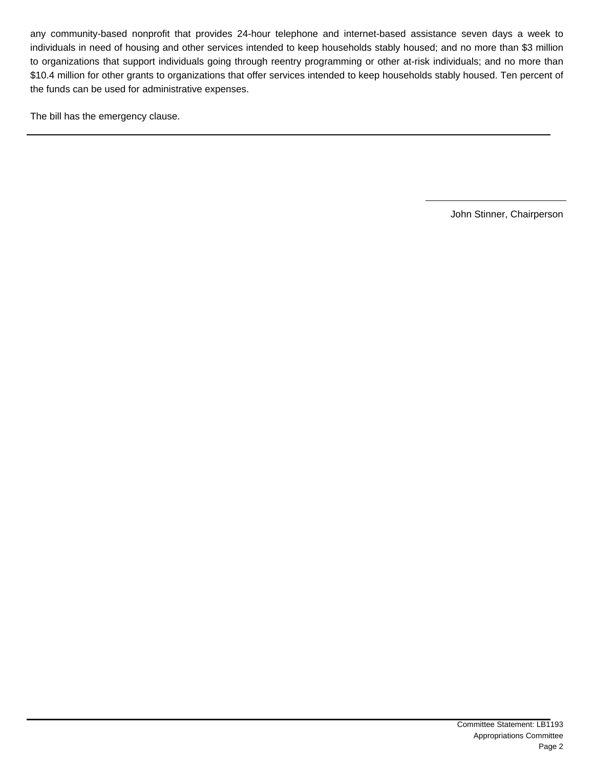any community-based nonprofit that provides 24-hour telephone and internet-based assistance seven days a week to individuals in need of housing and other services intended to keep households stably housed; and no more than $3 million to organizations that support individuals going through reentry programming or other at-risk individuals; and no more than $10.4 million for other grants to organizations that offer services intended to keep households stably housed. Ten percent of the funds can be used for administrative expenses.

The bill has the emergency clause.

---

John Stinner, Chairperson